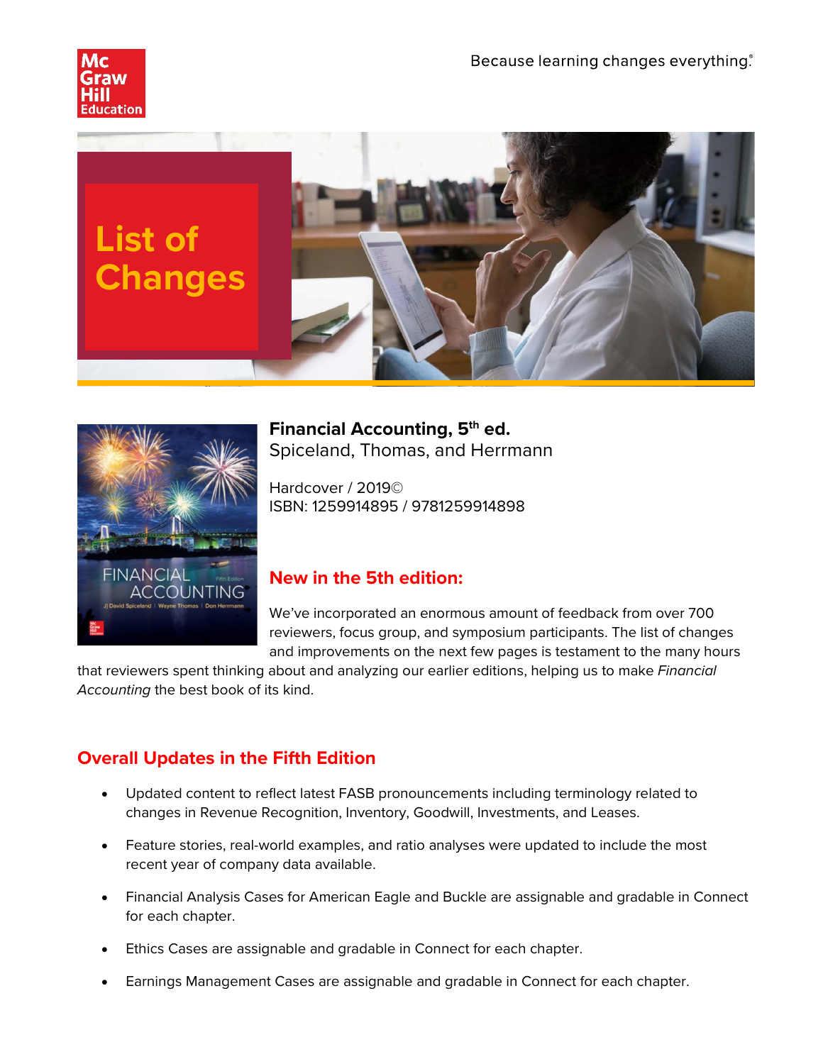Because learning changes everything.®

# List of Changes

**Financial Accounting, 5th ed.**
Spiceland, Thomas, and Herrmann

Hardcover / 2019©
ISBN: 1259914895 / 9781259914898

## New in the 5th edition:

We've incorporated an enormous amount of feedback from over 700 reviewers, focus group, and symposium participants. The list of changes and improvements on the next few pages is testament to the many hours that reviewers spent thinking about and analyzing our earlier editions, helping us to make *Financial Accounting* the best book of its kind.

## Overall Updates in the Fifth Edition

- Updated content to reflect latest FASB pronouncements including terminology related to changes in Revenue Recognition, Inventory, Goodwill, Investments, and Leases.
- Feature stories, real-world examples, and ratio analyses were updated to include the most recent year of company data available.
- Financial Analysis Cases for American Eagle and Buckle are assignable and gradable in Connect for each chapter.
- Ethics Cases are assignable and gradable in Connect for each chapter.
- Earnings Management Cases are assignable and gradable in Connect for each chapter.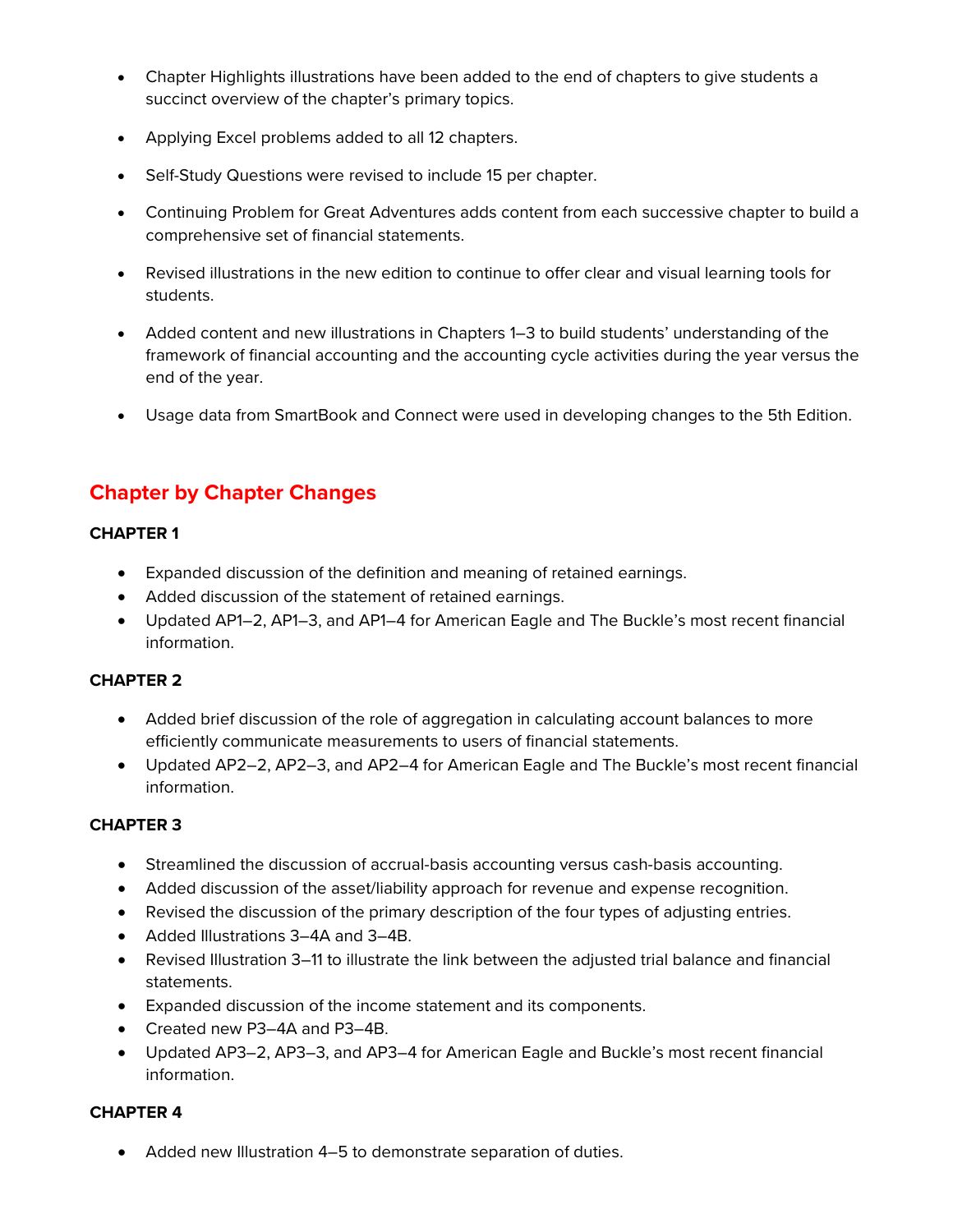- Chapter Highlights illustrations have been added to the end of chapters to give students a succinct overview of the chapter's primary topics.
- Applying Excel problems added to all 12 chapters.
- Self-Study Questions were revised to include 15 per chapter.
- Continuing Problem for Great Adventures adds content from each successive chapter to build a comprehensive set of financial statements.
- Revised illustrations in the new edition to continue to offer clear and visual learning tools for students.
- Added content and new illustrations in Chapters 1–3 to build students' understanding of the framework of financial accounting and the accounting cycle activities during the year versus the end of the year.
- Usage data from SmartBook and Connect were used in developing changes to the 5th Edition.

## Chapter by Chapter Changes

**CHAPTER 1**

- Expanded discussion of the definition and meaning of retained earnings.
- Added discussion of the statement of retained earnings.
- Updated AP1–2, AP1–3, and AP1–4 for American Eagle and The Buckle's most recent financial information.

**CHAPTER 2**

- Added brief discussion of the role of aggregation in calculating account balances to more efficiently communicate measurements to users of financial statements.
- Updated AP2–2, AP2–3, and AP2–4 for American Eagle and The Buckle's most recent financial information.

**CHAPTER 3**

- Streamlined the discussion of accrual-basis accounting versus cash-basis accounting.
- Added discussion of the asset/liability approach for revenue and expense recognition.
- Revised the discussion of the primary description of the four types of adjusting entries.
- Added Illustrations 3–4A and 3–4B.
- Revised Illustration 3–11 to illustrate the link between the adjusted trial balance and financial statements.
- Expanded discussion of the income statement and its components.
- Created new P3–4A and P3–4B.
- Updated AP3–2, AP3–3, and AP3–4 for American Eagle and Buckle's most recent financial information.

**CHAPTER 4**

- Added new Illustration 4–5 to demonstrate separation of duties.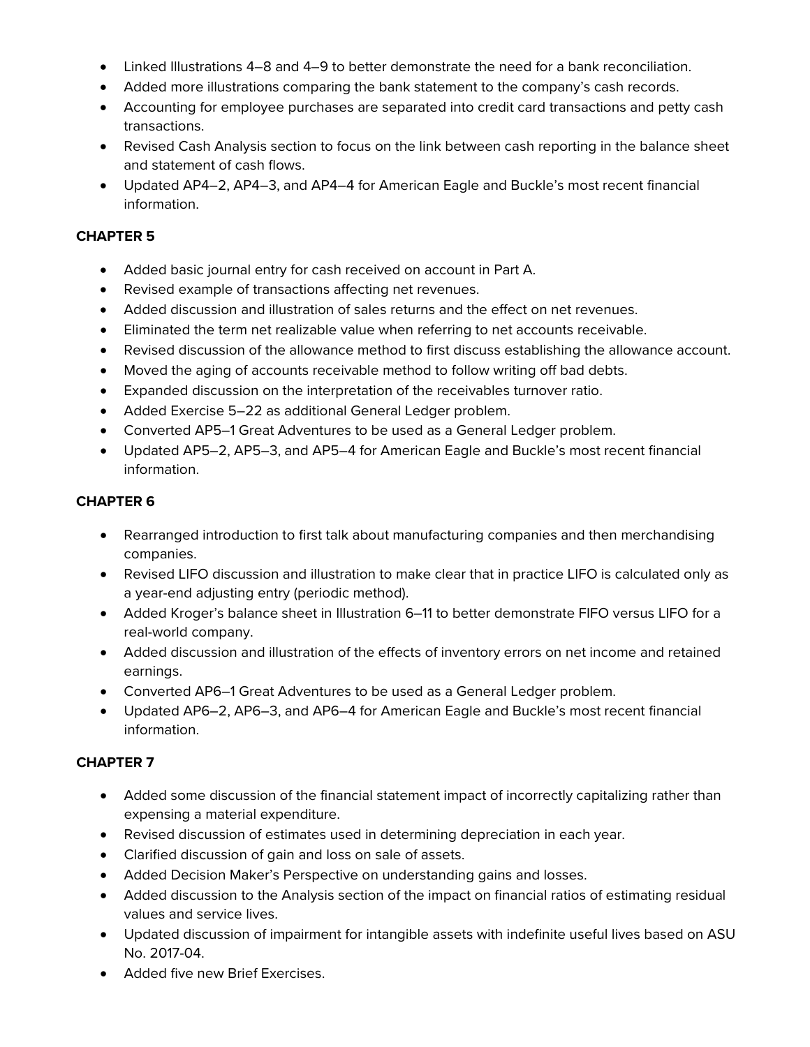- Linked Illustrations 4–8 and 4–9 to better demonstrate the need for a bank reconciliation.
- Added more illustrations comparing the bank statement to the company's cash records.
- Accounting for employee purchases are separated into credit card transactions and petty cash transactions.
- Revised Cash Analysis section to focus on the link between cash reporting in the balance sheet and statement of cash flows.
- Updated AP4–2, AP4–3, and AP4–4 for American Eagle and Buckle's most recent financial information.

**CHAPTER 5**

- Added basic journal entry for cash received on account in Part A.
- Revised example of transactions affecting net revenues.
- Added discussion and illustration of sales returns and the effect on net revenues.
- Eliminated the term net realizable value when referring to net accounts receivable.
- Revised discussion of the allowance method to first discuss establishing the allowance account.
- Moved the aging of accounts receivable method to follow writing off bad debts.
- Expanded discussion on the interpretation of the receivables turnover ratio.
- Added Exercise 5–22 as additional General Ledger problem.
- Converted AP5–1 Great Adventures to be used as a General Ledger problem.
- Updated AP5–2, AP5–3, and AP5–4 for American Eagle and Buckle's most recent financial information.

**CHAPTER 6**

- Rearranged introduction to first talk about manufacturing companies and then merchandising companies.
- Revised LIFO discussion and illustration to make clear that in practice LIFO is calculated only as a year-end adjusting entry (periodic method).
- Added Kroger's balance sheet in Illustration 6–11 to better demonstrate FIFO versus LIFO for a real-world company.
- Added discussion and illustration of the effects of inventory errors on net income and retained earnings.
- Converted AP6–1 Great Adventures to be used as a General Ledger problem.
- Updated AP6–2, AP6–3, and AP6–4 for American Eagle and Buckle's most recent financial information.

**CHAPTER 7**

- Added some discussion of the financial statement impact of incorrectly capitalizing rather than expensing a material expenditure.
- Revised discussion of estimates used in determining depreciation in each year.
- Clarified discussion of gain and loss on sale of assets.
- Added Decision Maker's Perspective on understanding gains and losses.
- Added discussion to the Analysis section of the impact on financial ratios of estimating residual values and service lives.
- Updated discussion of impairment for intangible assets with indefinite useful lives based on ASU No. 2017-04.
- Added five new Brief Exercises.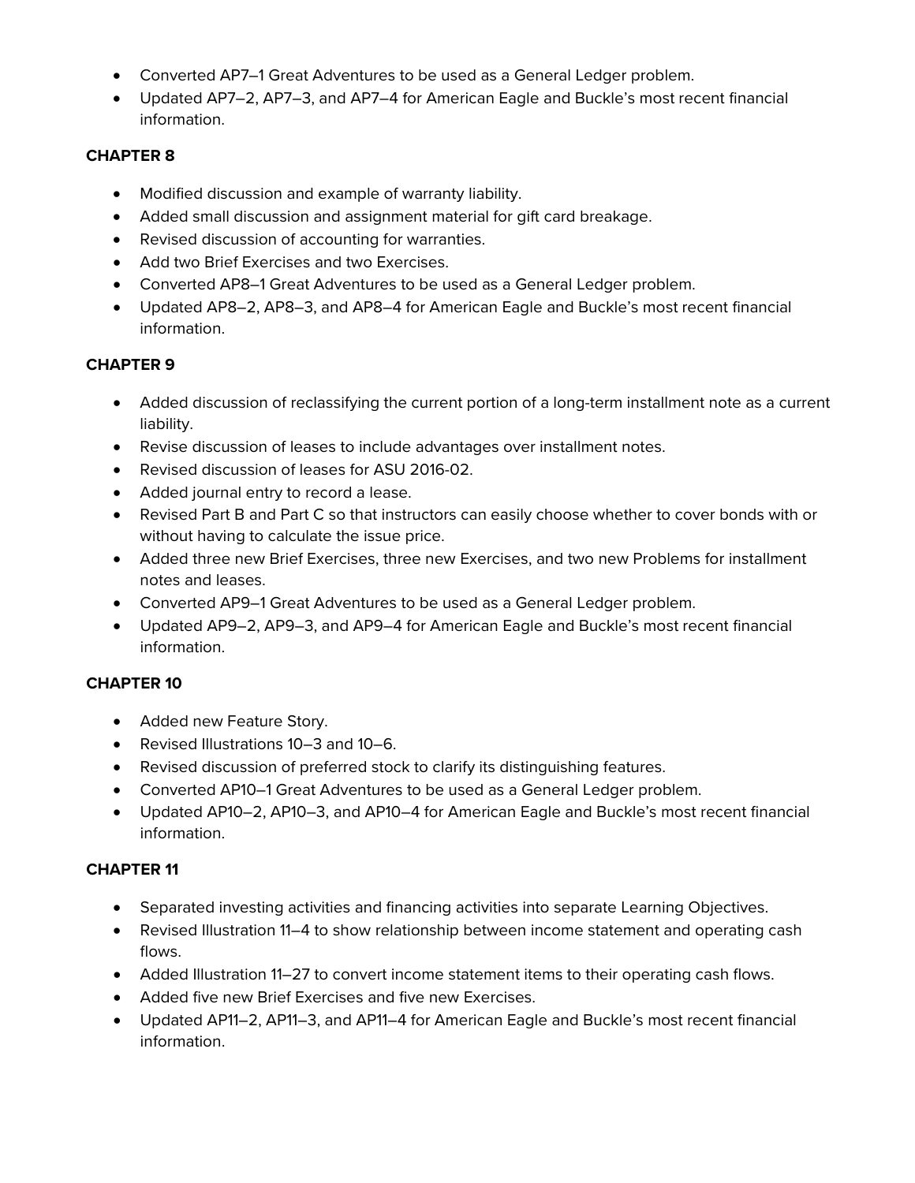- Converted AP7–1 Great Adventures to be used as a General Ledger problem.
- Updated AP7–2, AP7–3, and AP7–4 for American Eagle and Buckle's most recent financial information.

**CHAPTER 8**

- Modified discussion and example of warranty liability.
- Added small discussion and assignment material for gift card breakage.
- Revised discussion of accounting for warranties.
- Add two Brief Exercises and two Exercises.
- Converted AP8–1 Great Adventures to be used as a General Ledger problem.
- Updated AP8–2, AP8–3, and AP8–4 for American Eagle and Buckle's most recent financial information.

**CHAPTER 9**

- Added discussion of reclassifying the current portion of a long-term installment note as a current liability.
- Revise discussion of leases to include advantages over installment notes.
- Revised discussion of leases for ASU 2016-02.
- Added journal entry to record a lease.
- Revised Part B and Part C so that instructors can easily choose whether to cover bonds with or without having to calculate the issue price.
- Added three new Brief Exercises, three new Exercises, and two new Problems for installment notes and leases.
- Converted AP9–1 Great Adventures to be used as a General Ledger problem.
- Updated AP9–2, AP9–3, and AP9–4 for American Eagle and Buckle's most recent financial information.

**CHAPTER 10**

- Added new Feature Story.
- Revised Illustrations 10–3 and 10–6.
- Revised discussion of preferred stock to clarify its distinguishing features.
- Converted AP10–1 Great Adventures to be used as a General Ledger problem.
- Updated AP10–2, AP10–3, and AP10–4 for American Eagle and Buckle's most recent financial information.

**CHAPTER 11**

- Separated investing activities and financing activities into separate Learning Objectives.
- Revised Illustration 11–4 to show relationship between income statement and operating cash flows.
- Added Illustration 11–27 to convert income statement items to their operating cash flows.
- Added five new Brief Exercises and five new Exercises.
- Updated AP11–2, AP11–3, and AP11–4 for American Eagle and Buckle's most recent financial information.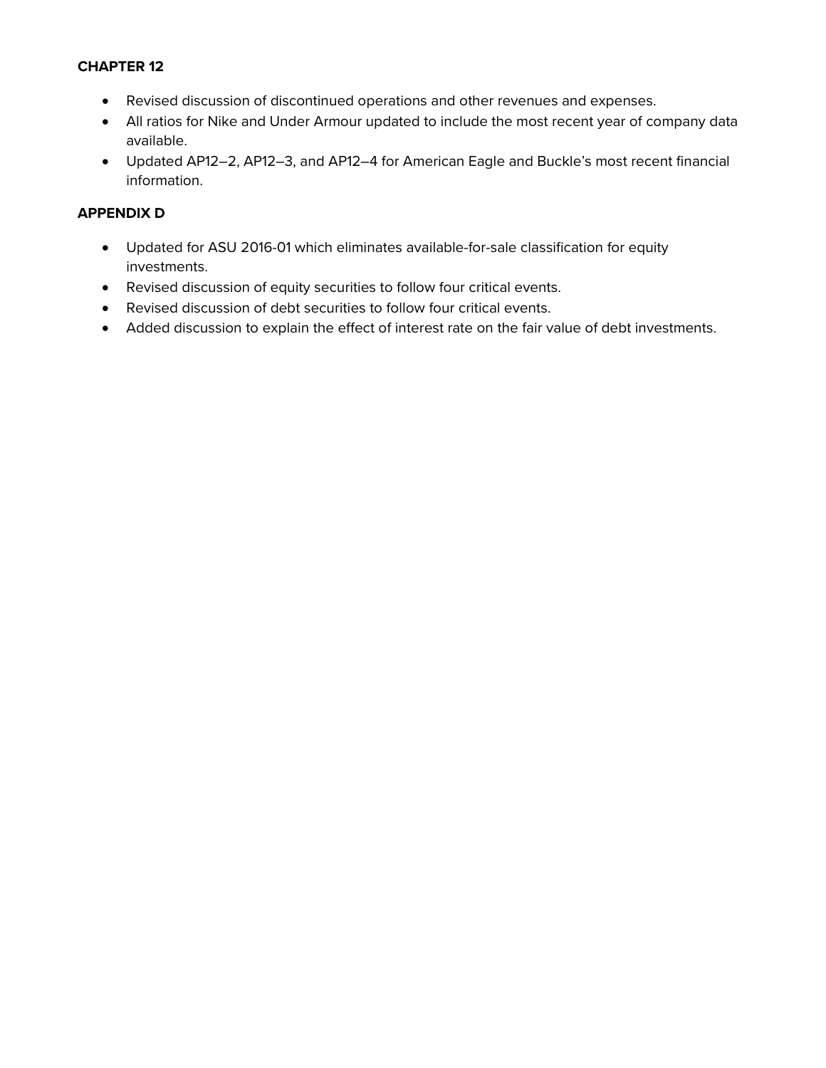**CHAPTER 12**

- Revised discussion of discontinued operations and other revenues and expenses.
- All ratios for Nike and Under Armour updated to include the most recent year of company data available.
- Updated AP12–2, AP12–3, and AP12–4 for American Eagle and Buckle's most recent financial information.

**APPENDIX D**

- Updated for ASU 2016-01 which eliminates available-for-sale classification for equity investments.
- Revised discussion of equity securities to follow four critical events.
- Revised discussion of debt securities to follow four critical events.
- Added discussion to explain the effect of interest rate on the fair value of debt investments.